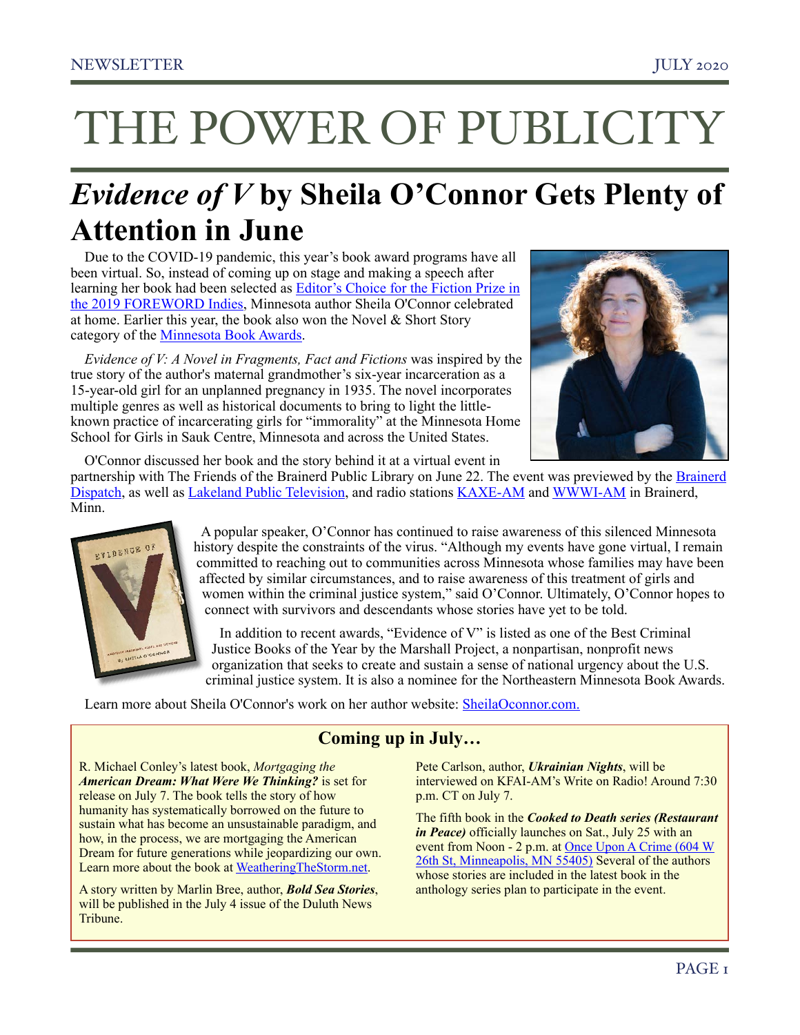# THE POWER OF PUBLICITY

## *Evidence of V* by Sheila O'Connor Gets Plenty of Attention in June

Due to the COVID-19 pandemic, this year's book award programs have all been virtual. So, instead of coming up on stage and making a speech after learning her book had been selected as Editor's Choice for the Fiction Prize in the 2019 FOREWORD Indies, Minnesota author Sheila O'Connor celebrated at home. Earlier this year, the book also won the Novel & Short Story category of the Minnesota Book Awards.

*Evidence of V: A Novel in Fragments, Fact and Fictions* was inspired by the true story of the author's maternal grandmother's six-year incarceration as a 15-year-old girl for an unplanned pregnancy in 1935. The novel incorporates multiple genres as well as historical documents to bring to light the little-known practice of incarcerating girls for "immorality" at the Minnesota Home School for Girls in Sauk Centre, Minnesota and across the United States.

O'Connor discussed her book and the story behind it at a virtual event in partnership with The Friends of the Brainerd Public Library on June 22. The event was previewed by the Brainerd Dispatch, as well as Lakeland Public Television, and radio stations KAXE-AM and WWWI-AM in Brainerd, Minn.

A popular speaker, O'Connor has continued to raise awareness of this silenced Minnesota history despite the constraints of the virus. "Although my events have gone virtual, I remain committed to reaching out to communities across Minnesota whose families may have been affected by similar circumstances, and to raise awareness of this treatment of girls and women within the criminal justice system," said O'Connor. Ultimately, O'Connor hopes to connect with survivors and descendants whose stories have yet to be told.

In addition to recent awards, "Evidence of V" is listed as one of the Best Criminal Justice Books of the Year by the Marshall Project, a nonpartisan, nonprofit news organization that seeks to create and sustain a sense of national urgency about the U.S. criminal justice system. It is also a nominee for the Northeastern Minnesota Book Awards.

Learn more about Sheila O'Connor's work on her author website: SheilaOconnor.com.

### Coming up in July…

R. Michael Conley's latest book, *Mortgaging the **American Dream: What Were We Thinking?*** is set for release on July 7. The book tells the story of how humanity has systematically borrowed on the future to sustain what has become an unsustainable paradigm, and how, in the process, we are mortgaging the American Dream for future generations while jeopardizing our own. Learn more about the book at WeatheringTheStorm.net.

A story written by Marlin Bree, author, ***Bold Sea Stories***, will be published in the July 4 issue of the Duluth News Tribune.

Pete Carlson, author, ***Ukrainian Nights***, will be interviewed on KFAI-AM's Write on Radio! Around 7:30 p.m. CT on July 7.

The fifth book in the ***Cooked to Death series (Restaurant in Peace)*** officially launches on Sat., July 25 with an event from Noon - 2 p.m. at Once Upon A Crime (604 W 26th St, Minneapolis, MN 55405) Several of the authors whose stories are included in the latest book in the anthology series plan to participate in the event.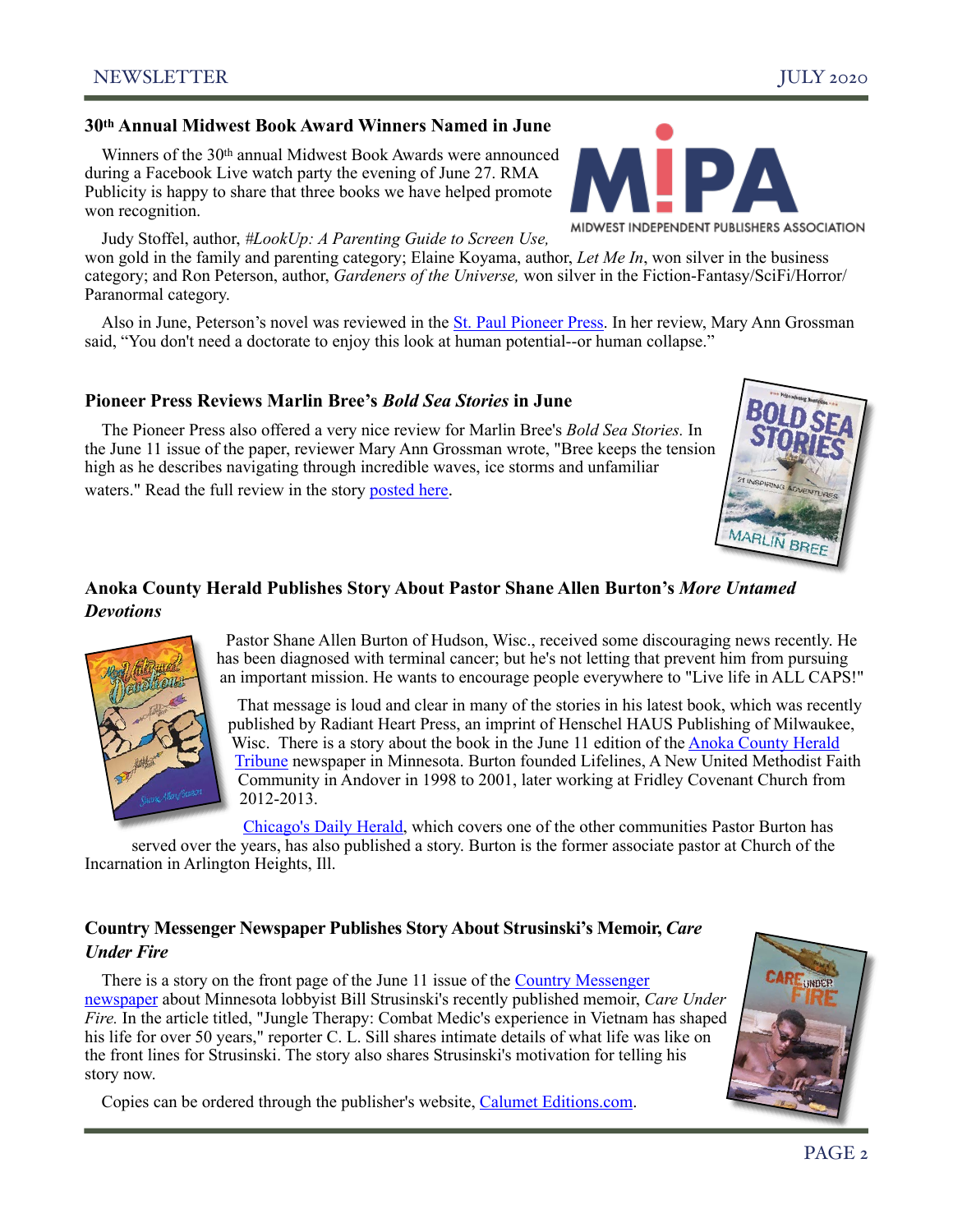## 30th Annual Midwest Book Award Winners Named in June

Winners of the 30th annual Midwest Book Awards were announced during a Facebook Live watch party the evening of June 27. RMA Publicity is happy to share that three books we have helped promote won recognition.

Judy Stoffel, author, *#LookUp: A Parenting Guide to Screen Use,* won gold in the family and parenting category; Elaine Koyama, author, *Let Me In*, won silver in the business category; and Ron Peterson, author, *Gardeners of the Universe,* won silver in the Fiction-Fantasy/SciFi/Horror/Paranormal category.

Also in June, Peterson's novel was reviewed in the St. Paul Pioneer Press. In her review, Mary Ann Grossman said, "You don't need a doctorate to enjoy this look at human potential--or human collapse."

## Pioneer Press Reviews Marlin Bree's *Bold Sea Stories* in June

The Pioneer Press also offered a very nice review for Marlin Bree's *Bold Sea Stories.* In the June 11 issue of the paper, reviewer Mary Ann Grossman wrote, "Bree keeps the tension high as he describes navigating through incredible waves, ice storms and unfamiliar waters." Read the full review in the story posted here.

## Anoka County Herald Publishes Story About Pastor Shane Allen Burton's *More Untamed Devotions*

Pastor Shane Allen Burton of Hudson, Wisc., received some discouraging news recently. He has been diagnosed with terminal cancer; but he's not letting that prevent him from pursuing an important mission. He wants to encourage people everywhere to "Live life in ALL CAPS!"

That message is loud and clear in many of the stories in his latest book, which was recently published by Radiant Heart Press, an imprint of Henschel HAUS Publishing of Milwaukee, Wisc. There is a story about the book in the June 11 edition of the Anoka County Herald Tribune newspaper in Minnesota. Burton founded Lifelines, A New United Methodist Faith Community in Andover in 1998 to 2001, later working at Fridley Covenant Church from 2012-2013.

Chicago's Daily Herald, which covers one of the other communities Pastor Burton has served over the years, has also published a story. Burton is the former associate pastor at Church of the Incarnation in Arlington Heights, Ill.

## Country Messenger Newspaper Publishes Story About Strusinski's Memoir, *Care Under Fire*

There is a story on the front page of the June 11 issue of the Country Messenger newspaper about Minnesota lobbyist Bill Strusinski's recently published memoir, *Care Under Fire.* In the article titled, "Jungle Therapy: Combat Medic's experience in Vietnam has shaped his life for over 50 years," reporter C. L. Sill shares intimate details of what life was like on the front lines for Strusinski. The story also shares Strusinski's motivation for telling his story now.

Copies can be ordered through the publisher's website, Calumet Editions.com.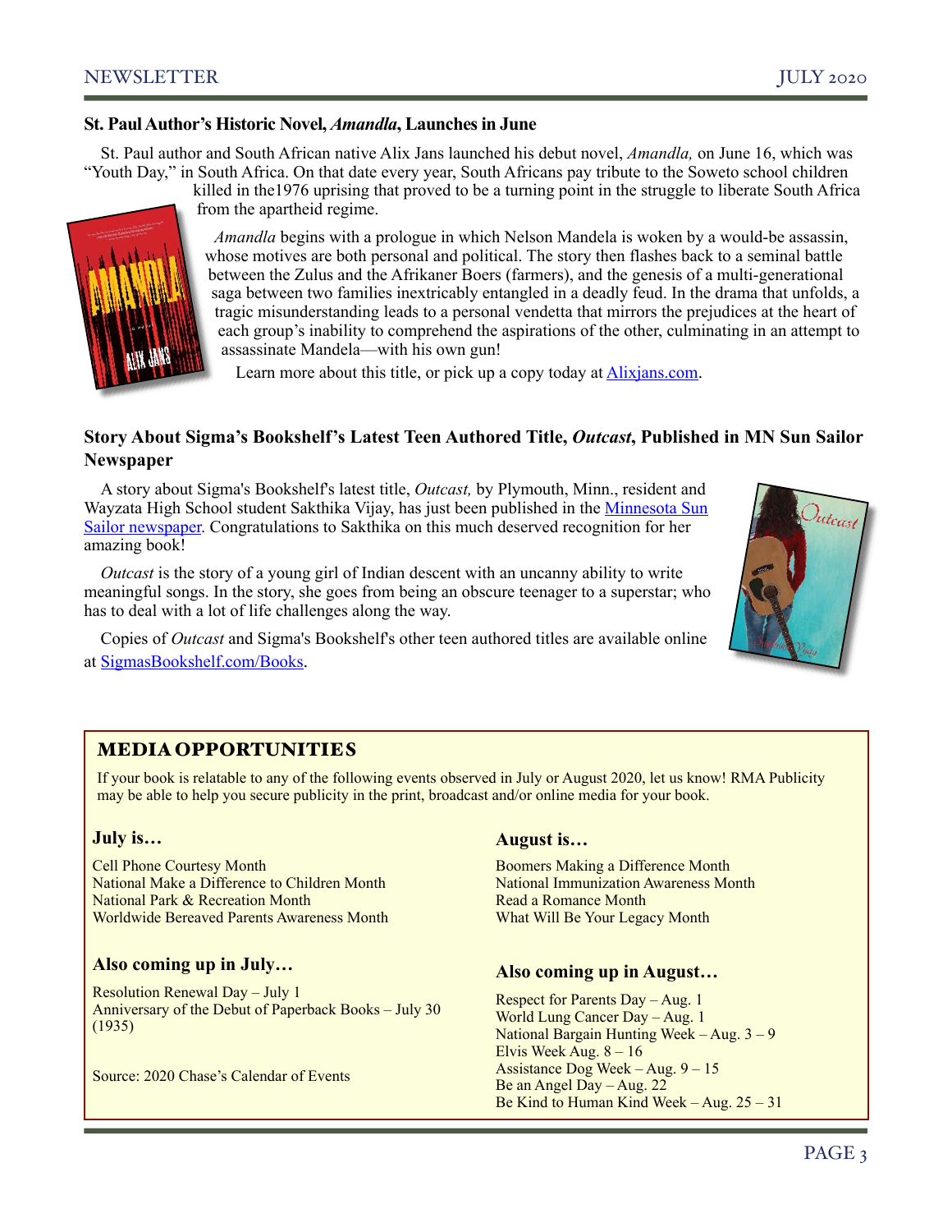## St. Paul Author's Historic Novel, *Amandla*, Launches in June

St. Paul author and South African native Alix Jans launched his debut novel, *Amandla,* on June 16, which was "Youth Day," in South Africa. On that date every year, South Africans pay tribute to the Soweto school children killed in the1976 uprising that proved to be a turning point in the struggle to liberate South Africa from the apartheid regime.

*Amandla* begins with a prologue in which Nelson Mandela is woken by a would-be assassin, whose motives are both personal and political. The story then flashes back to a seminal battle between the Zulus and the Afrikaner Boers (farmers), and the genesis of a multi-generational saga between two families inextricably entangled in a deadly feud. In the drama that unfolds, a tragic misunderstanding leads to a personal vendetta that mirrors the prejudices at the heart of each group's inability to comprehend the aspirations of the other, culminating in an attempt to assassinate Mandela—with his own gun!

Learn more about this title, or pick up a copy today at Alixjans.com.

## Story About Sigma's Bookshelf's Latest Teen Authored Title, *Outcast*, Published in MN Sun Sailor Newspaper

A story about Sigma's Bookshelf's latest title, *Outcast,* by Plymouth, Minn., resident and Wayzata High School student Sakthika Vijay, has just been published in the Minnesota Sun Sailor newspaper. Congratulations to Sakthika on this much deserved recognition for her amazing book!

*Outcast* is the story of a young girl of Indian descent with an uncanny ability to write meaningful songs. In the story, she goes from being an obscure teenager to a superstar; who has to deal with a lot of life challenges along the way.

Copies of *Outcast* and Sigma's Bookshelf's other teen authored titles are available online at SigmasBookshelf.com/Books.

## MEDIA OPPORTUNITIES

If your book is relatable to any of the following events observed in July or August 2020, let us know! RMA Publicity may be able to help you secure publicity in the print, broadcast and/or online media for your book.

### July is…

Cell Phone Courtesy Month
National Make a Difference to Children Month
National Park & Recreation Month
Worldwide Bereaved Parents Awareness Month

### Also coming up in July…

Resolution Renewal Day – July 1
Anniversary of the Debut of Paperback Books – July 30 (1935)

Source: 2020 Chase's Calendar of Events

### August is…

Boomers Making a Difference Month
National Immunization Awareness Month
Read a Romance Month
What Will Be Your Legacy Month

### Also coming up in August…

Respect for Parents Day – Aug. 1
World Lung Cancer Day – Aug. 1
National Bargain Hunting Week – Aug. 3 – 9
Elvis Week Aug. 8 – 16
Assistance Dog Week – Aug. 9 – 15
Be an Angel Day – Aug. 22
Be Kind to Human Kind Week – Aug. 25 – 31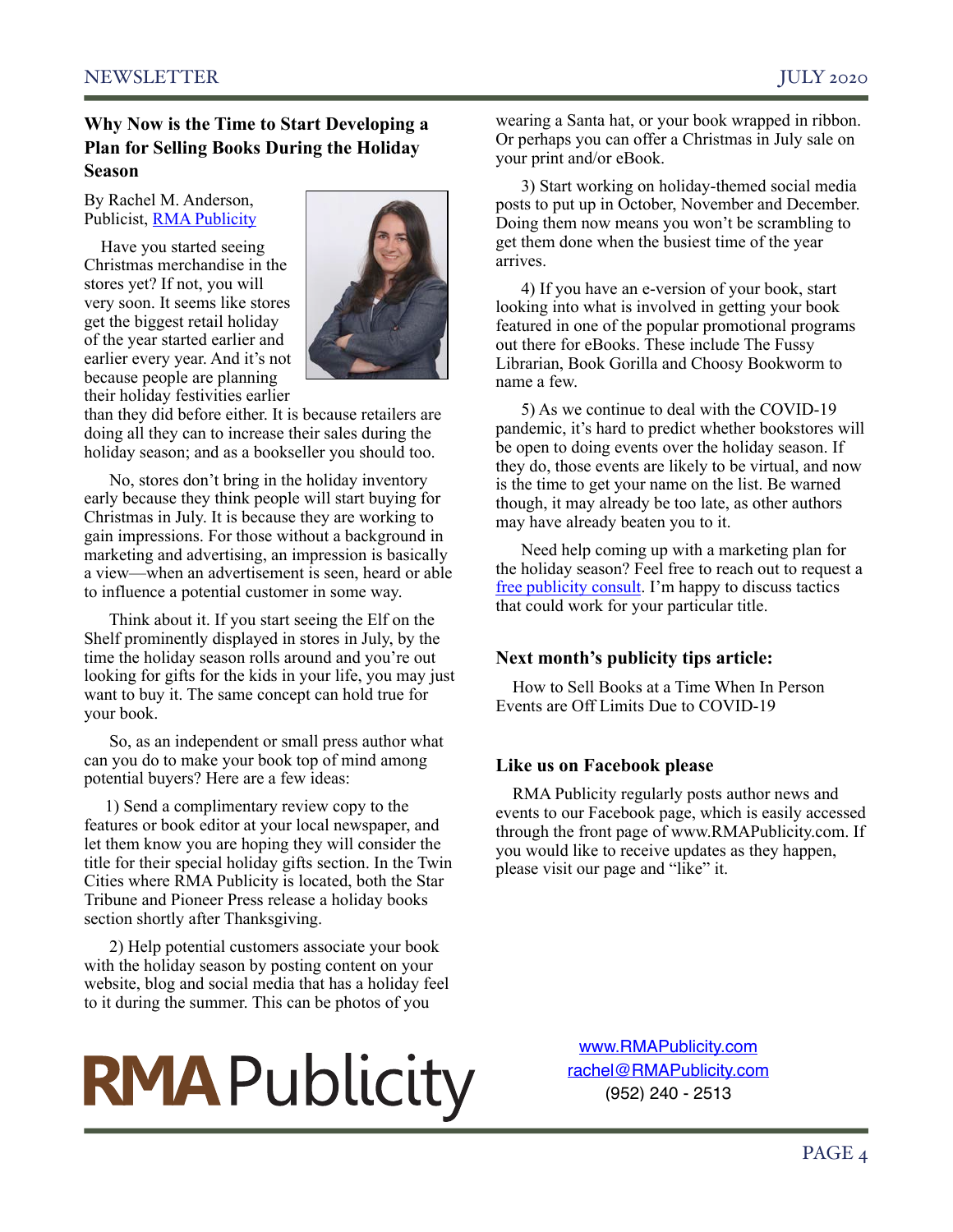## Why Now is the Time to Start Developing a Plan for Selling Books During the Holiday Season

By Rachel M. Anderson, Publicist, [RMA Publicity](www.RMAPublicity.com)

Have you started seeing Christmas merchandise in the stores yet? If not, you will very soon. It seems like stores get the biggest retail holiday of the year started earlier and earlier every year. And it's not because people are planning their holiday festivities earlier than they did before either. It is because retailers are doing all they can to increase their sales during the holiday season; and as a bookseller you should too.

No, stores don't bring in the holiday inventory early because they think people will start buying for Christmas in July. It is because they are working to gain impressions. For those without a background in marketing and advertising, an impression is basically a view—when an advertisement is seen, heard or able to influence a potential customer in some way.

Think about it. If you start seeing the Elf on the Shelf prominently displayed in stores in July, by the time the holiday season rolls around and you're out looking for gifts for the kids in your life, you may just want to buy it. The same concept can hold true for your book.

So, as an independent or small press author what can you do to make your book top of mind among potential buyers? Here are a few ideas:

1) Send a complimentary review copy to the features or book editor at your local newspaper, and let them know you are hoping they will consider the title for their special holiday gifts section. In the Twin Cities where RMA Publicity is located, both the Star Tribune and Pioneer Press release a holiday books section shortly after Thanksgiving.

2) Help potential customers associate your book with the holiday season by posting content on your website, blog and social media that has a holiday feel to it during the summer. This can be photos of you wearing a Santa hat, or your book wrapped in ribbon. Or perhaps you can offer a Christmas in July sale on your print and/or eBook.

3) Start working on holiday-themed social media posts to put up in October, November and December. Doing them now means you won't be scrambling to get them done when the busiest time of the year arrives.

4) If you have an e-version of your book, start looking into what is involved in getting your book featured in one of the popular promotional programs out there for eBooks. These include The Fussy Librarian, Book Gorilla and Choosy Bookworm to name a few.

5) As we continue to deal with the COVID-19 pandemic, it's hard to predict whether bookstores will be open to doing events over the holiday season. If they do, those events are likely to be virtual, and now is the time to get your name on the list. Be warned though, it may already be too late, as other authors may have already beaten you to it.

Need help coming up with a marketing plan for the holiday season? Feel free to reach out to request a free publicity consult. I'm happy to discuss tactics that could work for your particular title.

### Next month's publicity tips article:

How to Sell Books at a Time When In Person Events are Off Limits Due to COVID-19

### Like us on Facebook please

RMA Publicity regularly posts author news and events to our Facebook page, which is easily accessed through the front page of www.RMAPublicity.com. If you would like to receive updates as they happen, please visit our page and "like" it.

**RMA Publicity**

www.RMAPublicity.com
rachel@RMAPublicity.com
(952) 240 - 2513